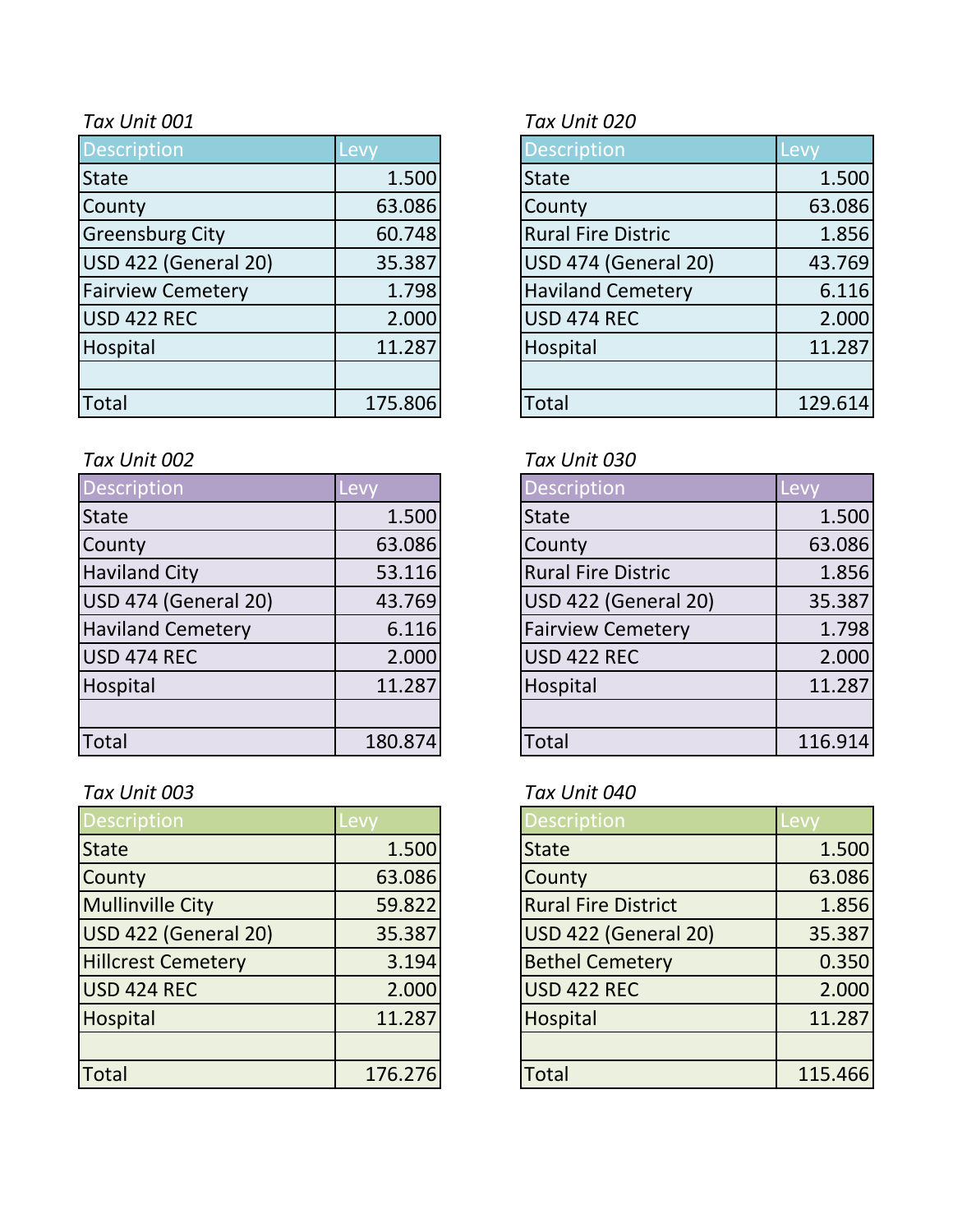*Tax Unit 001*

| Description | Levy |
|---|---|
| State | 1.500 |
| County | 63.086 |
| Greensburg City | 60.748 |
| USD 422 (General 20) | 35.387 |
| Fairview Cemetery | 1.798 |
| USD 422 REC | 2.000 |
| Hospital | 11.287 |
| | |
| Total | 175.806 |

*Tax Unit 020*

| Description | Levy |
|---|---|
| State | 1.500 |
| County | 63.086 |
| Rural Fire Distric | 1.856 |
| USD 474 (General 20) | 43.769 |
| Haviland Cemetery | 6.116 |
| USD 474 REC | 2.000 |
| Hospital | 11.287 |
| | |
| Total | 129.614 |

*Tax Unit 002*

| Description | Levy |
|---|---|
| State | 1.500 |
| County | 63.086 |
| Haviland City | 53.116 |
| USD 474 (General 20) | 43.769 |
| Haviland Cemetery | 6.116 |
| USD 474 REC | 2.000 |
| Hospital | 11.287 |
| | |
| Total | 180.874 |

*Tax Unit 030*

| Description | Levy |
|---|---|
| State | 1.500 |
| County | 63.086 |
| Rural Fire Distric | 1.856 |
| USD 422 (General 20) | 35.387 |
| Fairview Cemetery | 1.798 |
| USD 422 REC | 2.000 |
| Hospital | 11.287 |
| | |
| Total | 116.914 |

*Tax Unit 003*

| Description | Levy |
|---|---|
| State | 1.500 |
| County | 63.086 |
| Mullinville City | 59.822 |
| USD 422 (General 20) | 35.387 |
| Hillcrest Cemetery | 3.194 |
| USD 424 REC | 2.000 |
| Hospital | 11.287 |
| | |
| Total | 176.276 |

*Tax Unit 040*

| Description | Levy |
|---|---|
| State | 1.500 |
| County | 63.086 |
| Rural Fire District | 1.856 |
| USD 422 (General 20) | 35.387 |
| Bethel Cemetery | 0.350 |
| USD 422 REC | 2.000 |
| Hospital | 11.287 |
| | |
| Total | 115.466 |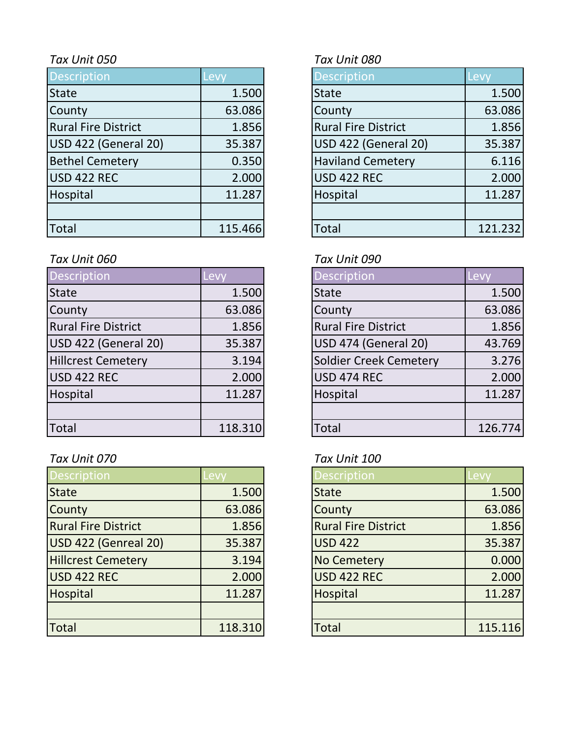*Tax Unit 050*

| Description | Levy |
|---|---|
| State | 1.500 |
| County | 63.086 |
| Rural Fire District | 1.856 |
| USD 422 (General 20) | 35.387 |
| Bethel Cemetery | 0.350 |
| USD 422 REC | 2.000 |
| Hospital | 11.287 |
| | |
| Total | 115.466 |

*Tax Unit 060*

| Description | Levy |
|---|---|
| State | 1.500 |
| County | 63.086 |
| Rural Fire District | 1.856 |
| USD 422 (General 20) | 35.387 |
| Hillcrest Cemetery | 3.194 |
| USD 422 REC | 2.000 |
| Hospital | 11.287 |
| | |
| Total | 118.310 |

*Tax Unit 070*

| Description | Levy |
|---|---|
| State | 1.500 |
| County | 63.086 |
| Rural Fire District | 1.856 |
| USD 422 (Genreal 20) | 35.387 |
| Hillcrest Cemetery | 3.194 |
| USD 422 REC | 2.000 |
| Hospital | 11.287 |
| | |
| Total | 118.310 |

*Tax Unit 080*

| Description | Levy |
|---|---|
| State | 1.500 |
| County | 63.086 |
| Rural Fire District | 1.856 |
| USD 422 (General 20) | 35.387 |
| Haviland Cemetery | 6.116 |
| USD 422 REC | 2.000 |
| Hospital | 11.287 |
| | |
| Total | 121.232 |

*Tax Unit 090*

| Description | Levy |
|---|---|
| State | 1.500 |
| County | 63.086 |
| Rural Fire District | 1.856 |
| USD 474 (General 20) | 43.769 |
| Soldier Creek Cemetery | 3.276 |
| USD 474 REC | 2.000 |
| Hospital | 11.287 |
| | |
| Total | 126.774 |

*Tax Unit 100*

| Description | Levy |
|---|---|
| State | 1.500 |
| County | 63.086 |
| Rural Fire District | 1.856 |
| USD 422 | 35.387 |
| No Cemetery | 0.000 |
| USD 422 REC | 2.000 |
| Hospital | 11.287 |
| | |
| Total | 115.116 |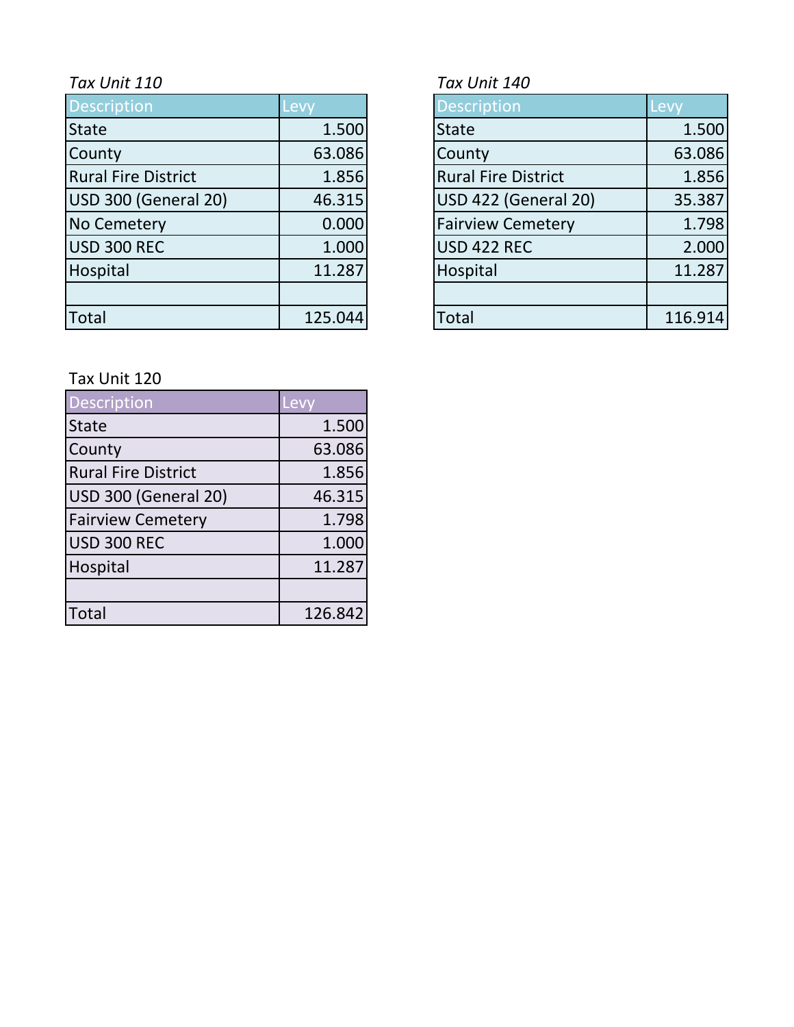*Tax Unit 110*

| Description | Levy |
|---|---|
| State | 1.500 |
| County | 63.086 |
| Rural Fire District | 1.856 |
| USD 300 (General 20) | 46.315 |
| No Cemetery | 0.000 |
| USD 300 REC | 1.000 |
| Hospital | 11.287 |
| | |
| Total | 125.044 |

*Tax Unit 140*

| Description | Levy |
|---|---|
| State | 1.500 |
| County | 63.086 |
| Rural Fire District | 1.856 |
| USD 422 (General 20) | 35.387 |
| Fairview Cemetery | 1.798 |
| USD 422 REC | 2.000 |
| Hospital | 11.287 |
| | |
| Total | 116.914 |

Tax Unit 120

| Description | Levy |
|---|---|
| State | 1.500 |
| County | 63.086 |
| Rural Fire District | 1.856 |
| USD 300 (General 20) | 46.315 |
| Fairview Cemetery | 1.798 |
| USD 300 REC | 1.000 |
| Hospital | 11.287 |
| | |
| Total | 126.842 |